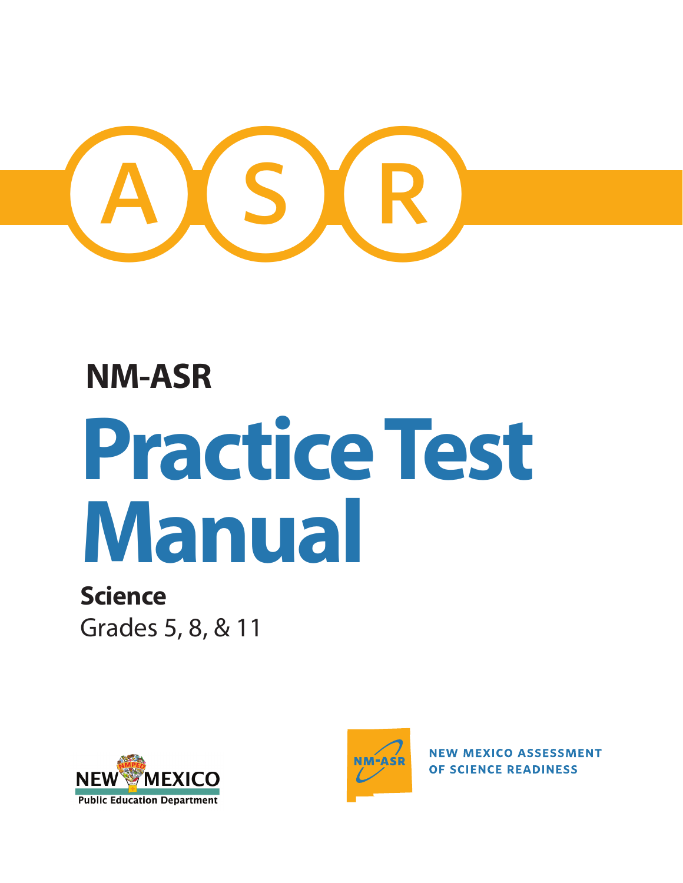A S R

**NM-ASR**

# Practice Test Manual

**Science**

Grades 5, 8, & 11

NEW MEXICO
Public Education Department

NM-ASR

NEW MEXICO ASSESSMENT OF SCIENCE READINESS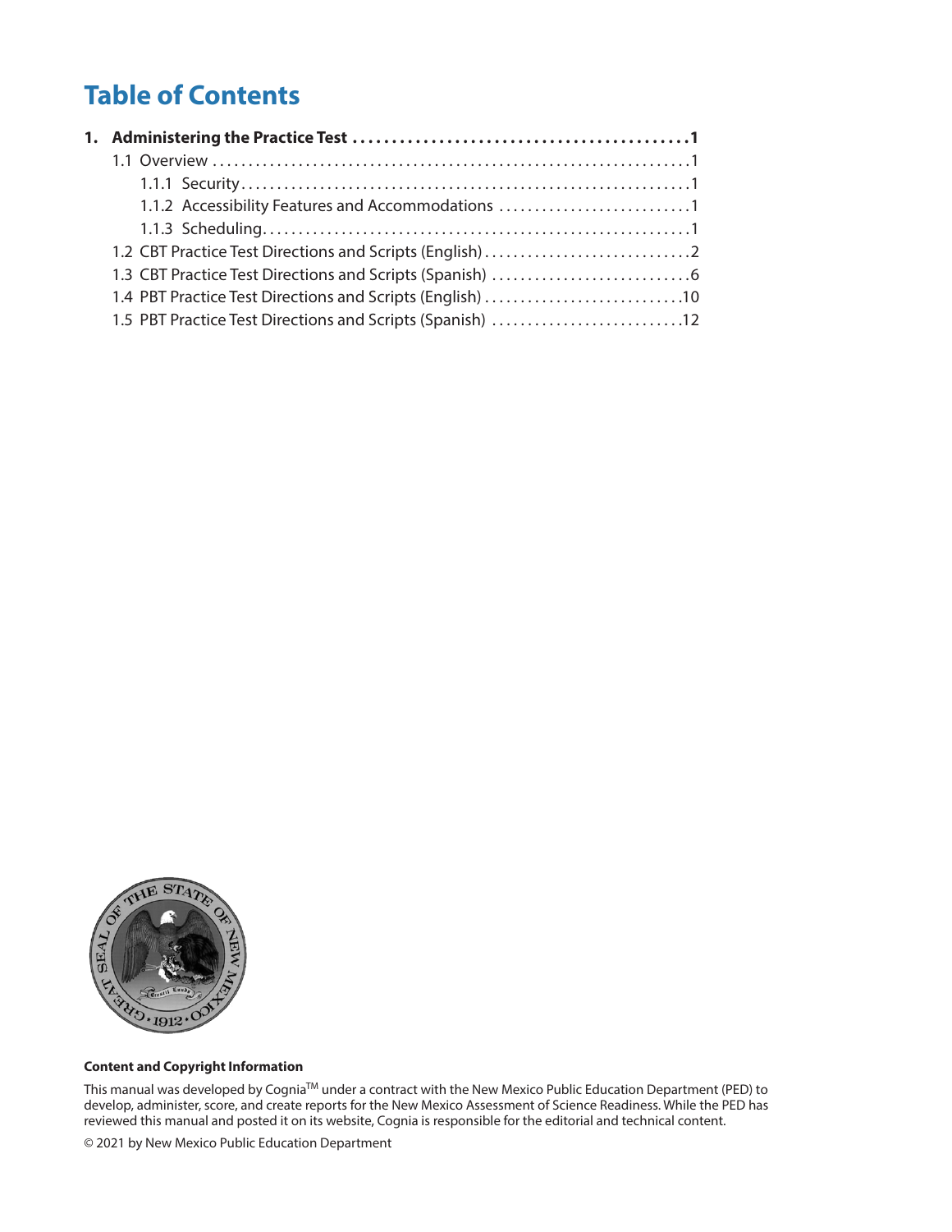# Table of Contents

**1. Administering the Practice Test ........................................1**

- 1.1 Overview ........................................1
  - 1.1.1 Security........................................1
  - 1.1.2 Accessibility Features and Accommodations ........................................1
  - 1.1.3 Scheduling........................................1
- 1.2 CBT Practice Test Directions and Scripts (English)........................................2
- 1.3 CBT Practice Test Directions and Scripts (Spanish) ........................................6
- 1.4 PBT Practice Test Directions and Scripts (English)........................................10
- 1.5 PBT Practice Test Directions and Scripts (Spanish) ........................................12

**Content and Copyright Information**

This manual was developed by Cognia™ under a contract with the New Mexico Public Education Department (PED) to develop, administer, score, and create reports for the New Mexico Assessment of Science Readiness. While the PED has reviewed this manual and posted it on its website, Cognia is responsible for the editorial and technical content.

© 2021 by New Mexico Public Education Department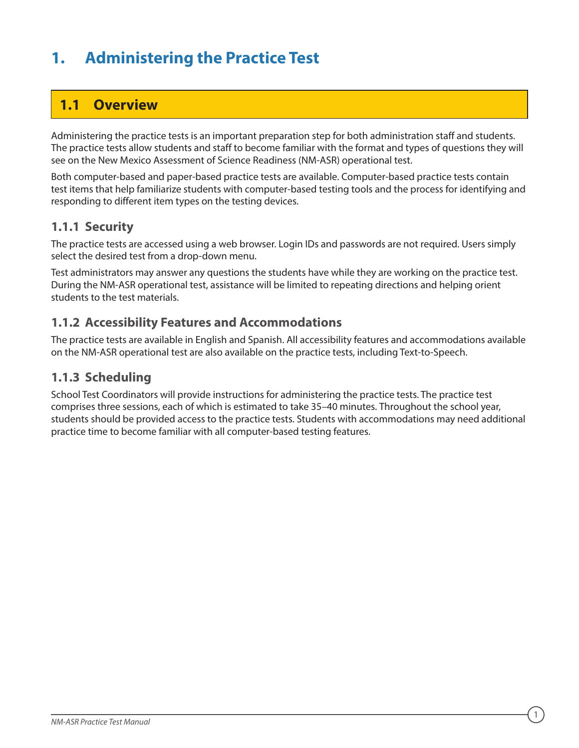# 1. Administering the Practice Test

## 1.1 Overview

Administering the practice tests is an important preparation step for both administration staff and students. The practice tests allow students and staff to become familiar with the format and types of questions they will see on the New Mexico Assessment of Science Readiness (NM-ASR) operational test.

Both computer-based and paper-based practice tests are available. Computer-based practice tests contain test items that help familiarize students with computer-based testing tools and the process for identifying and responding to different item types on the testing devices.

### 1.1.1 Security

The practice tests are accessed using a web browser. Login IDs and passwords are not required. Users simply select the desired test from a drop-down menu.

Test administrators may answer any questions the students have while they are working on the practice test. During the NM-ASR operational test, assistance will be limited to repeating directions and helping orient students to the test materials.

### 1.1.2 Accessibility Features and Accommodations

The practice tests are available in English and Spanish. All accessibility features and accommodations available on the NM-ASR operational test are also available on the practice tests, including Text-to-Speech.

### 1.1.3 Scheduling

School Test Coordinators will provide instructions for administering the practice tests. The practice test comprises three sessions, each of which is estimated to take 35–40 minutes. Throughout the school year, students should be provided access to the practice tests. Students with accommodations may need additional practice time to become familiar with all computer-based testing features.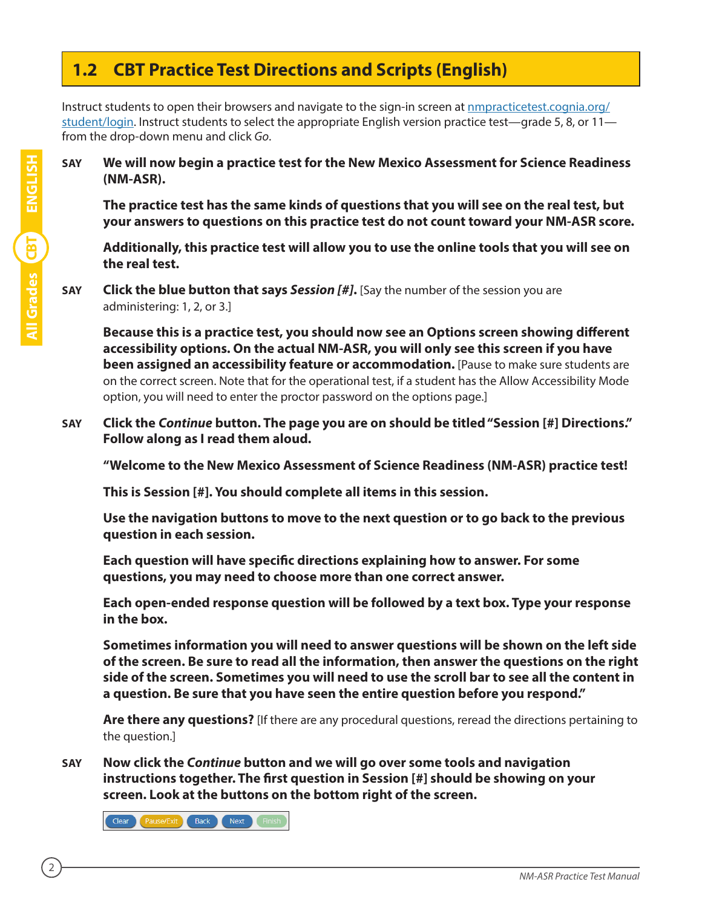## 1.2 CBT Practice Test Directions and Scripts (English)

Instruct students to open their browsers and navigate to the sign-in screen at [nmpracticetest.cognia.org/student/login](nmpracticetest.cognia.org/student/login). Instruct students to select the appropriate English version practice test—grade 5, 8, or 11—from the drop-down menu and click *Go*.

**SAY** **We will now begin a practice test for the New Mexico Assessment for Science Readiness (NM-ASR).**

**The practice test has the same kinds of questions that you will see on the real test, but your answers to questions on this practice test do not count toward your NM-ASR score.**

**Additionally, this practice test will allow you to use the online tools that you will see on the real test.**

**SAY** **Click the blue button that says *Session [#]*.** [Say the number of the session you are administering: 1, 2, or 3.]

**Because this is a practice test, you should now see an Options screen showing different accessibility options. On the actual NM-ASR, you will only see this screen if you have been assigned an accessibility feature or accommodation.** [Pause to make sure students are on the correct screen. Note that for the operational test, if a student has the Allow Accessibility Mode option, you will need to enter the proctor password on the options page.]

**SAY** **Click the *Continue* button. The page you are on should be titled "Session [#] Directions." Follow along as I read them aloud.**

**"Welcome to the New Mexico Assessment of Science Readiness (NM-ASR) practice test!**

**This is Session [#]. You should complete all items in this session.**

**Use the navigation buttons to move to the next question or to go back to the previous question in each session.**

**Each question will have specific directions explaining how to answer. For some questions, you may need to choose more than one correct answer.**

**Each open-ended response question will be followed by a text box. Type your response in the box.**

**Sometimes information you will need to answer questions will be shown on the left side of the screen. Be sure to read all the information, then answer the questions on the right side of the screen. Sometimes you will need to use the scroll bar to see all the content in a question. Be sure that you have seen the entire question before you respond."**

**Are there any questions?** [If there are any procedural questions, reread the directions pertaining to the question.]

**SAY** **Now click the *Continue* button and we will go over some tools and navigation instructions together. The first question in Session [#] should be showing on your screen. Look at the buttons on the bottom right of the screen.**

Clear | Pause/Exit | Back | Next | Finish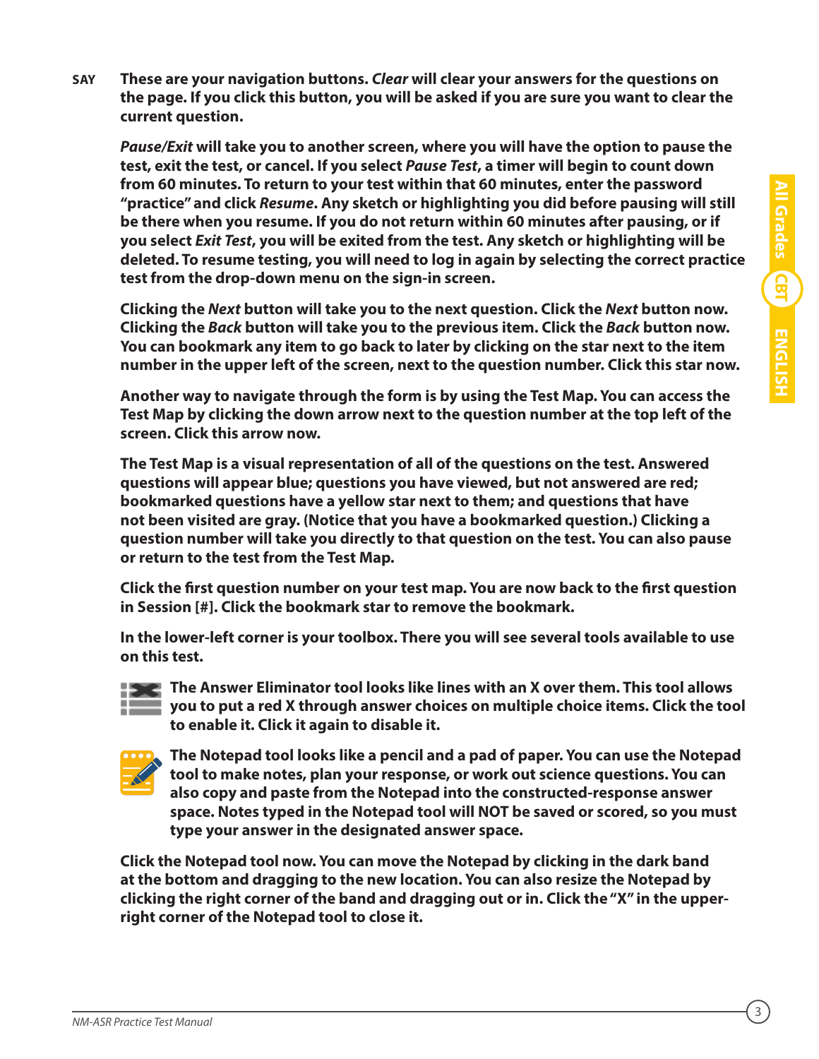**SAY** **These are your navigation buttons. *Clear* will clear your answers for the questions on the page. If you click this button, you will be asked if you are sure you want to clear the current question.**

***Pause/Exit* will take you to another screen, where you will have the option to pause the test, exit the test, or cancel. If you select *Pause Test*, a timer will begin to count down from 60 minutes. To return to your test within that 60 minutes, enter the password "practice" and click *Resume*. Any sketch or highlighting you did before pausing will still be there when you resume. If you do not return within 60 minutes after pausing, or if you select *Exit Test*, you will be exited from the test. Any sketch or highlighting will be deleted. To resume testing, you will need to log in again by selecting the correct practice test from the drop-down menu on the sign-in screen.**

**Clicking the *Next* button will take you to the next question. Click the *Next* button now. Clicking the *Back* button will take you to the previous item. Click the *Back* button now. You can bookmark any item to go back to later by clicking on the star next to the item number in the upper left of the screen, next to the question number. Click this star now.**

**Another way to navigate through the form is by using the Test Map. You can access the Test Map by clicking the down arrow next to the question number at the top left of the screen. Click this arrow now.**

**The Test Map is a visual representation of all of the questions on the test. Answered questions will appear blue; questions you have viewed, but not answered are red; bookmarked questions have a yellow star next to them; and questions that have not been visited are gray. (Notice that you have a bookmarked question.) Clicking a question number will take you directly to that question on the test. You can also pause or return to the test from the Test Map.**

**Click the first question number on your test map. You are now back to the first question in Session [#]. Click the bookmark star to remove the bookmark.**

**In the lower-left corner is your toolbox. There you will see several tools available to use on this test.**

**The Answer Eliminator tool looks like lines with an X over them. This tool allows you to put a red X through answer choices on multiple choice items. Click the tool to enable it. Click it again to disable it.**

**The Notepad tool looks like a pencil and a pad of paper. You can use the Notepad tool to make notes, plan your response, or work out science questions. You can also copy and paste from the Notepad into the constructed-response answer space. Notes typed in the Notepad tool will NOT be saved or scored, so you must type your answer in the designated answer space.**

**Click the Notepad tool now. You can move the Notepad by clicking in the dark band at the bottom and dragging to the new location. You can also resize the Notepad by clicking the right corner of the band and dragging out or in. Click the "X" in the upper-right corner of the Notepad tool to close it.**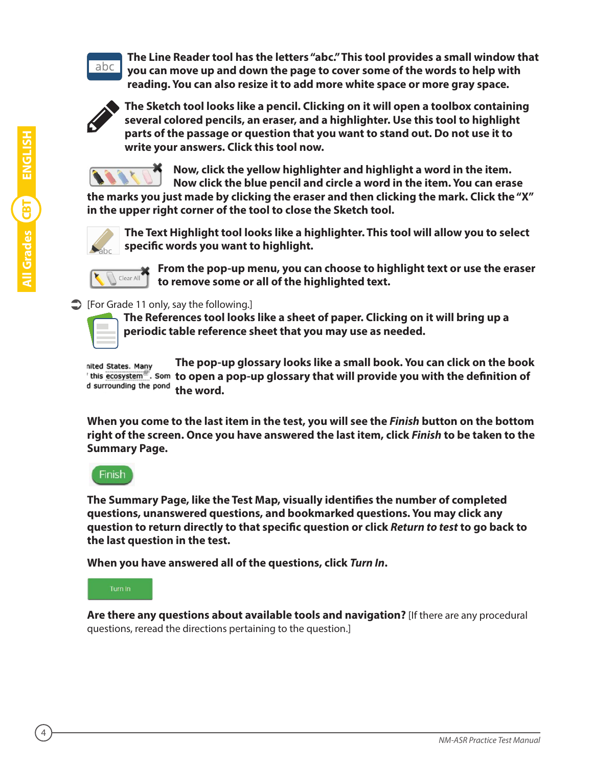**The Line Reader tool has the letters "abc." This tool provides a small window that you can move up and down the page to cover some of the words to help with reading. You can also resize it to add more white space or more gray space.**

**The Sketch tool looks like a pencil. Clicking on it will open a toolbox containing several colored pencils, an eraser, and a highlighter. Use this tool to highlight parts of the passage or question that you want to stand out. Do not use it to write your answers. Click this tool now.**

**Now, click the yellow highlighter and highlight a word in the item. Now click the blue pencil and circle a word in the item. You can erase the marks you just made by clicking the eraser and then clicking the mark. Click the "X" in the upper right corner of the tool to close the Sketch tool.**

**The Text Highlight tool looks like a highlighter. This tool will allow you to select specific words you want to highlight.**

**From the pop-up menu, you can choose to highlight text or use the eraser to remove some or all of the highlighted text.**

➡ [For Grade 11 only, say the following.]

**The References tool looks like a sheet of paper. Clicking on it will bring up a periodic table reference sheet that you may use as needed.**

**The pop-up glossary looks like a small book. You can click on the book to open a pop-up glossary that will provide you with the definition of the word.**

**When you come to the last item in the test, you will see the *Finish* button on the bottom right of the screen. Once you have answered the last item, click *Finish* to be taken to the Summary Page.**

**The Summary Page, like the Test Map, visually identifies the number of completed questions, unanswered questions, and bookmarked questions. You may click any question to return directly to that specific question or click *Return to test* to go back to the last question in the test.**

**When you have answered all of the questions, click *Turn In*.**

**Are there any questions about available tools and navigation?** [If there are any procedural questions, reread the directions pertaining to the question.]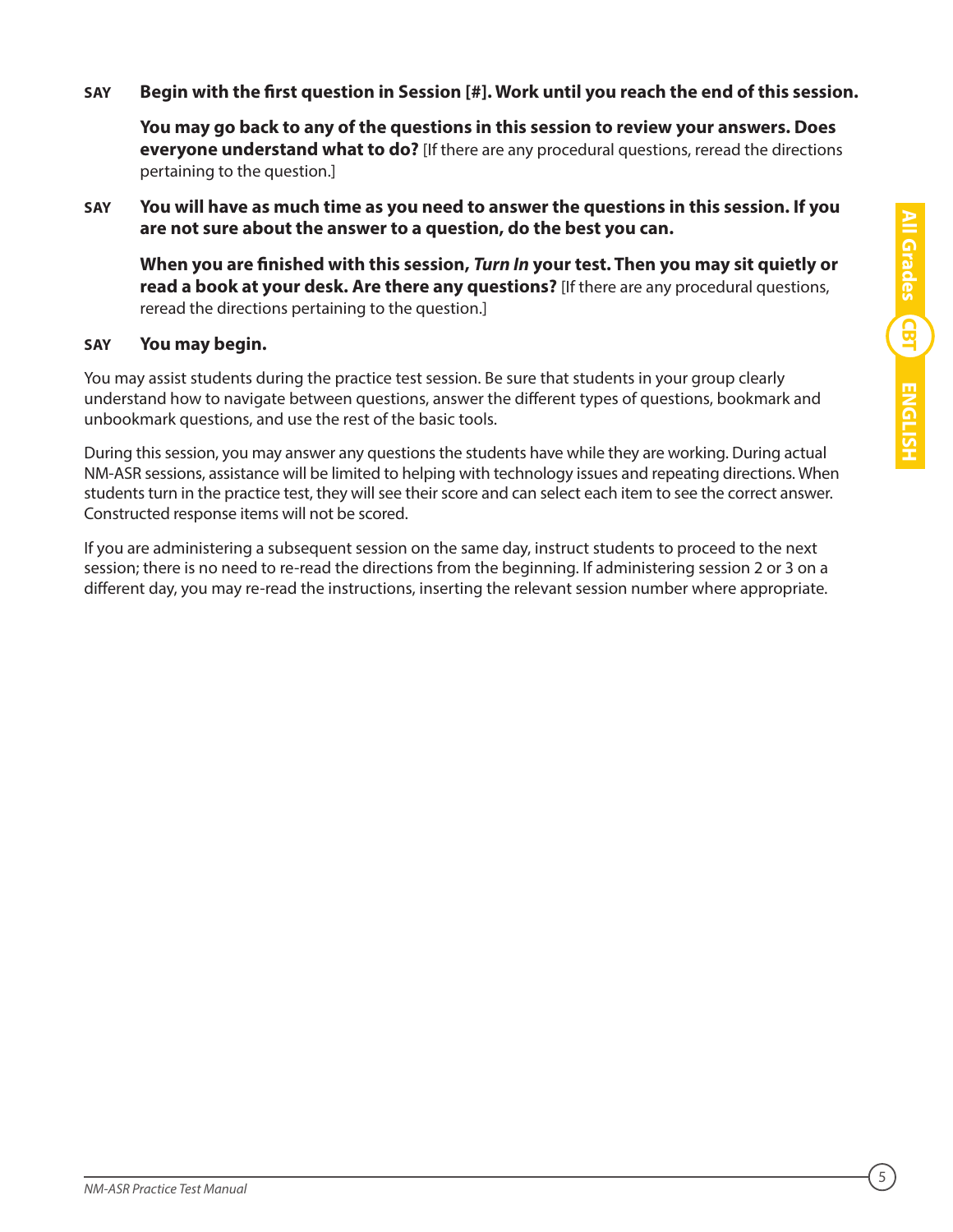**SAY** **Begin with the first question in Session [#]. Work until you reach the end of this session.**

**You may go back to any of the questions in this session to review your answers. Does everyone understand what to do?** [If there are any procedural questions, reread the directions pertaining to the question.]

**SAY** **You will have as much time as you need to answer the questions in this session. If you are not sure about the answer to a question, do the best you can.**

**When you are finished with this session, *Turn In* your test. Then you may sit quietly or read a book at your desk. Are there any questions?** [If there are any procedural questions, reread the directions pertaining to the question.]

**SAY** **You may begin.**

You may assist students during the practice test session. Be sure that students in your group clearly understand how to navigate between questions, answer the different types of questions, bookmark and unbookmark questions, and use the rest of the basic tools.

During this session, you may answer any questions the students have while they are working. During actual NM-ASR sessions, assistance will be limited to helping with technology issues and repeating directions. When students turn in the practice test, they will see their score and can select each item to see the correct answer. Constructed response items will not be scored.

If you are administering a subsequent session on the same day, instruct students to proceed to the next session; there is no need to re-read the directions from the beginning. If administering session 2 or 3 on a different day, you may re-read the instructions, inserting the relevant session number where appropriate.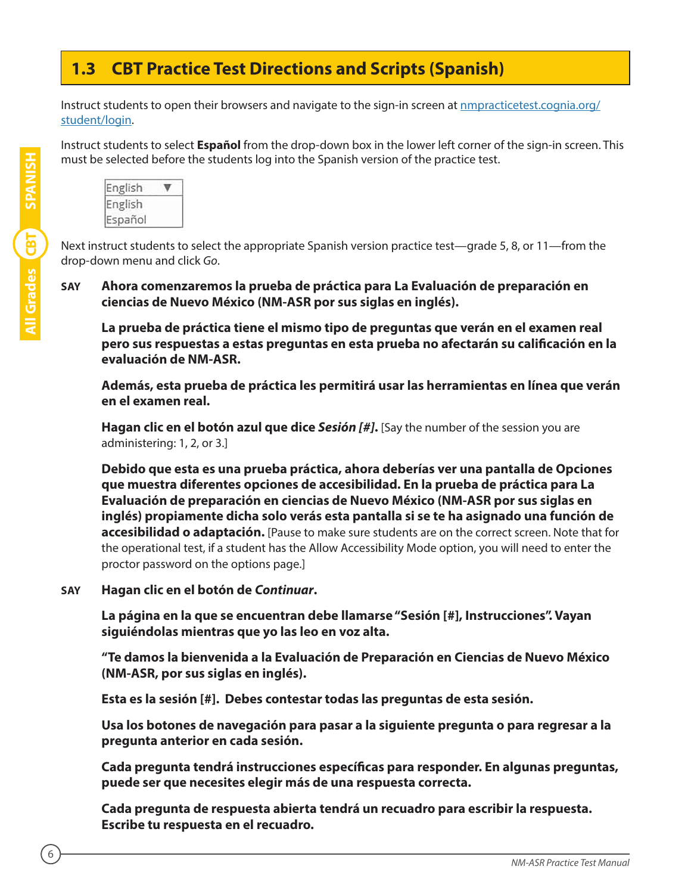## 1.3 CBT Practice Test Directions and Scripts (Spanish)

Instruct students to open their browsers and navigate to the sign-in screen at nmpracticetest.cognia.org/student/login.

Instruct students to select **Español** from the drop-down box in the lower left corner of the sign-in screen. This must be selected before the students log into the Spanish version of the practice test.

English ▼
English
Español

Next instruct students to select the appropriate Spanish version practice test—grade 5, 8, or 11—from the drop-down menu and click *Go*.

**SAY** **Ahora comenzaremos la prueba de práctica para La Evaluación de preparación en ciencias de Nuevo México (NM-ASR por sus siglas en inglés).**

**La prueba de práctica tiene el mismo tipo de preguntas que verán en el examen real pero sus respuestas a estas preguntas en esta prueba no afectarán su calificación en la evaluación de NM-ASR.**

**Además, esta prueba de práctica les permitirá usar las herramientas en línea que verán en el examen real.**

**Hagan clic en el botón azul que dice *Sesión [#]*.** [Say the number of the session you are administering: 1, 2, or 3.]

**Debido que esta es una prueba práctica, ahora deberías ver una pantalla de Opciones que muestra diferentes opciones de accesibilidad. En la prueba de práctica para La Evaluación de preparación en ciencias de Nuevo México (NM-ASR por sus siglas en inglés) propiamente dicha solo verás esta pantalla si se te ha asignado una función de accesibilidad o adaptación.** [Pause to make sure students are on the correct screen. Note that for the operational test, if a student has the Allow Accessibility Mode option, you will need to enter the proctor password on the options page.]

**SAY** **Hagan clic en el botón de *Continuar*.**

**La página en la que se encuentran debe llamarse "Sesión [#], Instrucciones". Vayan siguiéndolas mientras que yo las leo en voz alta.**

**"Te damos la bienvenida a la Evaluación de Preparación en Ciencias de Nuevo México (NM-ASR, por sus siglas en inglés).**

**Esta es la sesión [#]. Debes contestar todas las preguntas de esta sesión.**

**Usa los botones de navegación para pasar a la siguiente pregunta o para regresar a la pregunta anterior en cada sesión.**

**Cada pregunta tendrá instrucciones específicas para responder. En algunas preguntas, puede ser que necesites elegir más de una respuesta correcta.**

**Cada pregunta de respuesta abierta tendrá un recuadro para escribir la respuesta. Escribe tu respuesta en el recuadro.**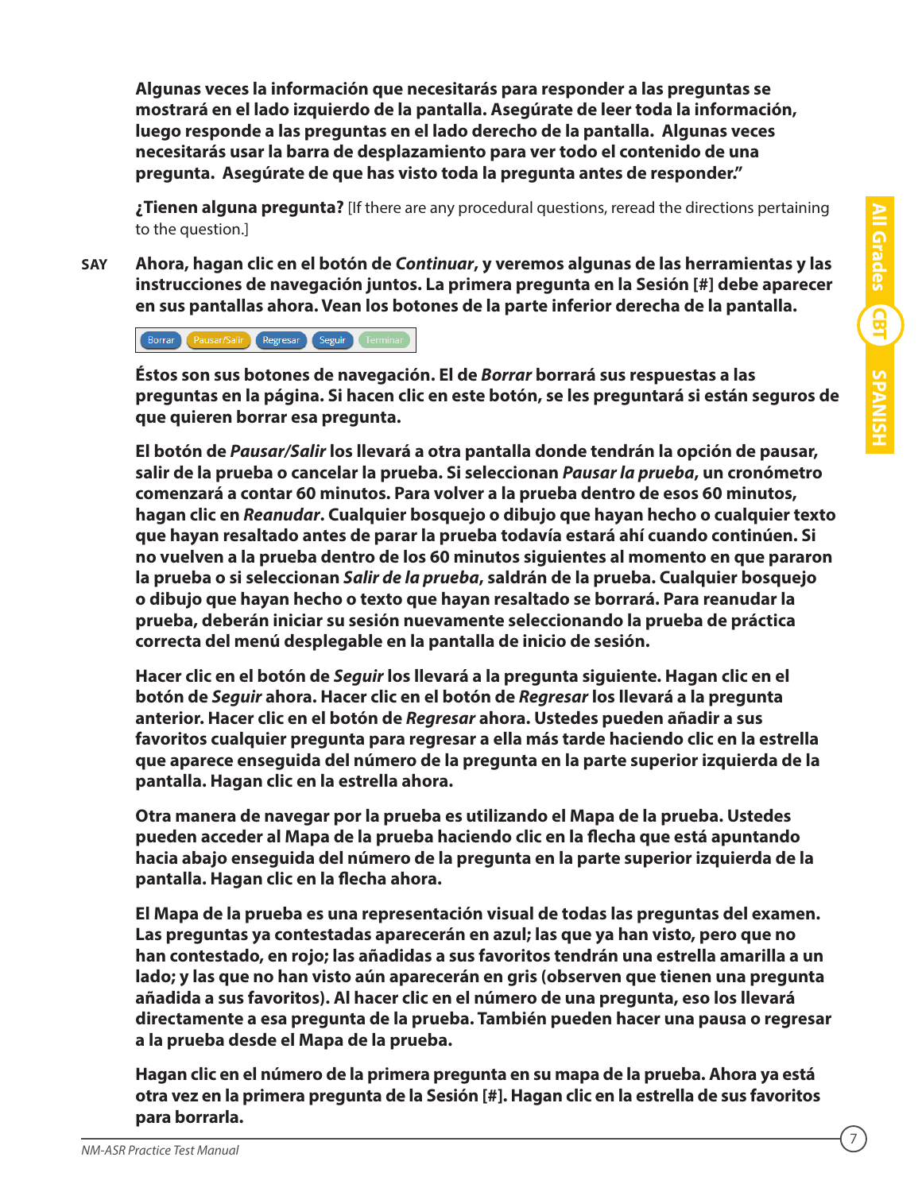**Algunas veces la información que necesitarás para responder a las preguntas se mostrará en el lado izquierdo de la pantalla. Asegúrate de leer toda la información, luego responde a las preguntas en el lado derecho de la pantalla. Algunas veces necesitarás usar la barra de desplazamiento para ver todo el contenido de una pregunta. Asegúrate de que has visto toda la pregunta antes de responder."**

**¿Tienen alguna pregunta?** [If there are any procedural questions, reread the directions pertaining to the question.]

**SAY** **Ahora, hagan clic en el botón de *Continuar*, y veremos algunas de las herramientas y las instrucciones de navegación juntos. La primera pregunta en la Sesión [#] debe aparecer en sus pantallas ahora. Vean los botones de la parte inferior derecha de la pantalla.**

Borrar | Pausar/Salir | Regresar | Seguir | Terminar

**Éstos son sus botones de navegación. El de *Borrar* borrará sus respuestas a las preguntas en la página. Si hacen clic en este botón, se les preguntará si están seguros de que quieren borrar esa pregunta.**

**El botón de *Pausar/Salir* los llevará a otra pantalla donde tendrán la opción de pausar, salir de la prueba o cancelar la prueba. Si seleccionan *Pausar la prueba*, un cronómetro comenzará a contar 60 minutos. Para volver a la prueba dentro de esos 60 minutos, hagan clic en *Reanudar*. Cualquier bosquejo o dibujo que hayan hecho o cualquier texto que hayan resaltado antes de parar la prueba todavía estará ahí cuando continúen. Si no vuelven a la prueba dentro de los 60 minutos siguientes al momento en que pararon la prueba o si seleccionan *Salir de la prueba*, saldrán de la prueba. Cualquier bosquejo o dibujo que hayan hecho o texto que hayan resaltado se borrará. Para reanudar la prueba, deberán iniciar su sesión nuevamente seleccionando la prueba de práctica correcta del menú desplegable en la pantalla de inicio de sesión.**

**Hacer clic en el botón de *Seguir* los llevará a la pregunta siguiente. Hagan clic en el botón de *Seguir* ahora. Hacer clic en el botón de *Regresar* los llevará a la pregunta anterior. Hacer clic en el botón de *Regresar* ahora. Ustedes pueden añadir a sus favoritos cualquier pregunta para regresar a ella más tarde haciendo clic en la estrella que aparece enseguida del número de la pregunta en la parte superior izquierda de la pantalla. Hagan clic en la estrella ahora.**

**Otra manera de navegar por la prueba es utilizando el Mapa de la prueba. Ustedes pueden acceder al Mapa de la prueba haciendo clic en la flecha que está apuntando hacia abajo enseguida del número de la pregunta en la parte superior izquierda de la pantalla. Hagan clic en la flecha ahora.**

**El Mapa de la prueba es una representación visual de todas las preguntas del examen. Las preguntas ya contestadas aparecerán en azul; las que ya han visto, pero que no han contestado, en rojo; las añadidas a sus favoritos tendrán una estrella amarilla a un lado; y las que no han visto aún aparecerán en gris (observen que tienen una pregunta añadida a sus favoritos). Al hacer clic en el número de una pregunta, eso los llevará directamente a esa pregunta de la prueba. También pueden hacer una pausa o regresar a la prueba desde el Mapa de la prueba.**

**Hagan clic en el número de la primera pregunta en su mapa de la prueba. Ahora ya está otra vez en la primera pregunta de la Sesión [#]. Hagan clic en la estrella de sus favoritos para borrarla.**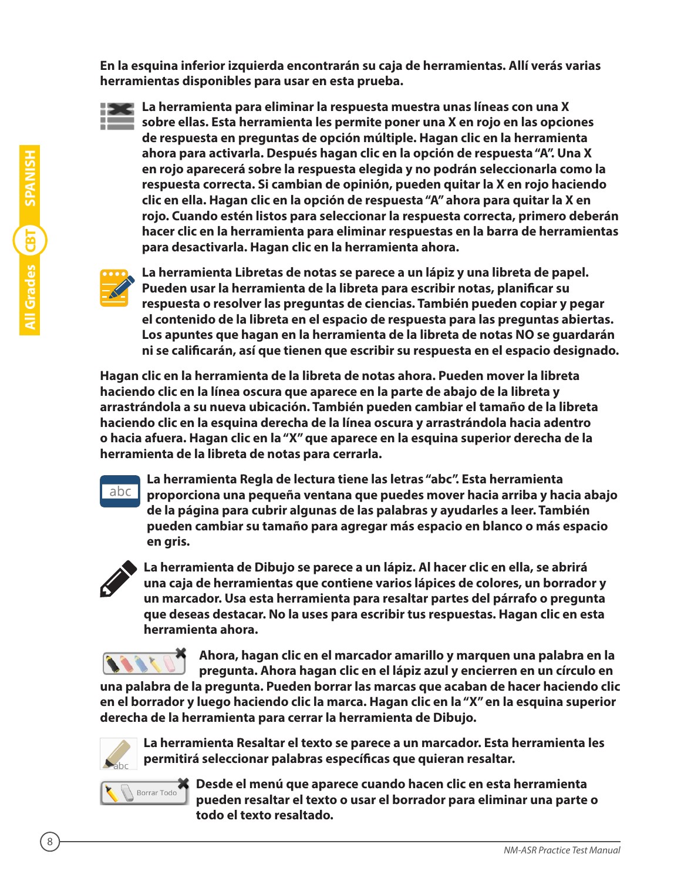**En la esquina inferior izquierda encontrarán su caja de herramientas. Allí verás varias herramientas disponibles para usar en esta prueba.**

**La herramienta para eliminar la respuesta muestra unas líneas con una X sobre ellas. Esta herramienta les permite poner una X en rojo en las opciones de respuesta en preguntas de opción múltiple. Hagan clic en la herramienta ahora para activarla. Después hagan clic en la opción de respuesta "A". Una X en rojo aparecerá sobre la respuesta elegida y no podrán seleccionarla como la respuesta correcta. Si cambian de opinión, pueden quitar la X en rojo haciendo clic en ella. Hagan clic en la opción de respuesta "A" ahora para quitar la X en rojo. Cuando estén listos para seleccionar la respuesta correcta, primero deberán hacer clic en la herramienta para eliminar respuestas en la barra de herramientas para desactivarla. Hagan clic en la herramienta ahora.**

**La herramienta Libretas de notas se parece a un lápiz y una libreta de papel. Pueden usar la herramienta de la libreta para escribir notas, planificar su respuesta o resolver las preguntas de ciencias. También pueden copiar y pegar el contenido de la libreta en el espacio de respuesta para las preguntas abiertas. Los apuntes que hagan en la herramienta de la libreta de notas NO se guardarán ni se calificarán, así que tienen que escribir su respuesta en el espacio designado.**

**Hagan clic en la herramienta de la libreta de notas ahora. Pueden mover la libreta haciendo clic en la línea oscura que aparece en la parte de abajo de la libreta y arrastrándola a su nueva ubicación. También pueden cambiar el tamaño de la libreta haciendo clic en la esquina derecha de la línea oscura y arrastrándola hacia adentro o hacia afuera. Hagan clic en la "X" que aparece en la esquina superior derecha de la herramienta de la libreta de notas para cerrarla.**

**La herramienta Regla de lectura tiene las letras "abc". Esta herramienta proporciona una pequeña ventana que puedes mover hacia arriba y hacia abajo de la página para cubrir algunas de las palabras y ayudarles a leer. También pueden cambiar su tamaño para agregar más espacio en blanco o más espacio en gris.**

**La herramienta de Dibujo se parece a un lápiz. Al hacer clic en ella, se abrirá una caja de herramientas que contiene varios lápices de colores, un borrador y un marcador. Usa esta herramienta para resaltar partes del párrafo o pregunta que deseas destacar. No la uses para escribir tus respuestas. Hagan clic en esta herramienta ahora.**

**Ahora, hagan clic en el marcador amarillo y marquen una palabra en la pregunta. Ahora hagan clic en el lápiz azul y encierren en un círculo en una palabra de la pregunta. Pueden borrar las marcas que acaban de hacer haciendo clic en el borrador y luego haciendo clic la marca. Hagan clic en la "X" en la esquina superior derecha de la herramienta para cerrar la herramienta de Dibujo.**

**La herramienta Resaltar el texto se parece a un marcador. Esta herramienta les permitirá seleccionar palabras específicas que quieran resaltar.**

**Desde el menú que aparece cuando hacen clic en esta herramienta pueden resaltar el texto o usar el borrador para eliminar una parte o todo el texto resaltado.**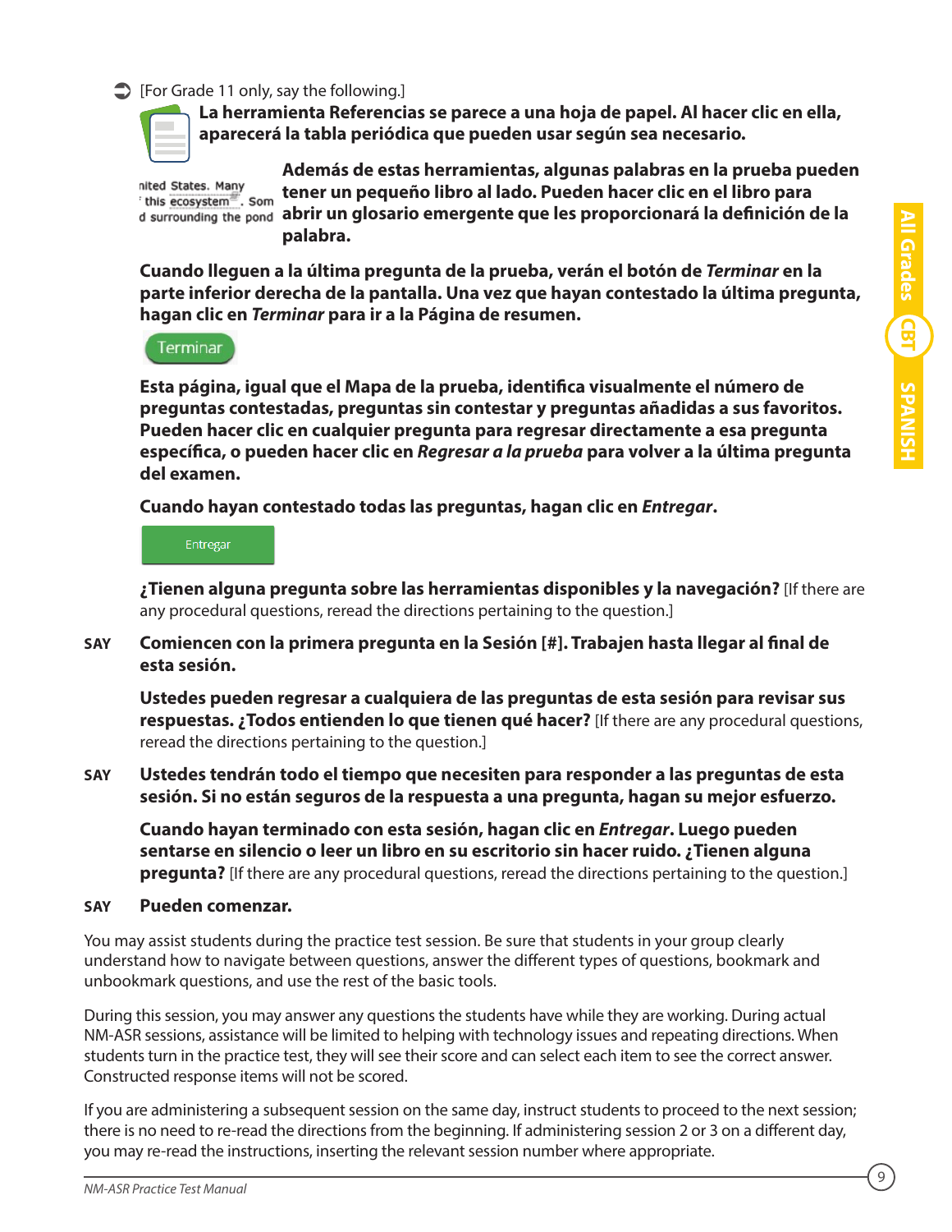➡ [For Grade 11 only, say the following.]

**La herramienta Referencias se parece a una hoja de papel. Al hacer clic en ella, aparecerá la tabla periódica que pueden usar según sea necesario.**

**Además de estas herramientas, algunas palabras en la prueba pueden tener un pequeño libro al lado. Pueden hacer clic en el libro para abrir un glosario emergente que les proporcionará la definición de la palabra.**

**Cuando lleguen a la última pregunta de la prueba, verán el botón de *Terminar* en la parte inferior derecha de la pantalla. Una vez que hayan contestado la última pregunta, hagan clic en *Terminar* para ir a la Página de resumen.**

Terminar

**Esta página, igual que el Mapa de la prueba, identifica visualmente el número de preguntas contestadas, preguntas sin contestar y preguntas añadidas a sus favoritos. Pueden hacer clic en cualquier pregunta para regresar directamente a esa pregunta específica, o pueden hacer clic en *Regresar a la prueba* para volver a la última pregunta del examen.**

**Cuando hayan contestado todas las preguntas, hagan clic en *Entregar*.**

Entregar

**¿Tienen alguna pregunta sobre las herramientas disponibles y la navegación?** [If there are any procedural questions, reread the directions pertaining to the question.]

**SAY** **Comiencen con la primera pregunta en la Sesión [#]. Trabajen hasta llegar al final de esta sesión.**

**Ustedes pueden regresar a cualquiera de las preguntas de esta sesión para revisar sus respuestas. ¿Todos entienden lo que tienen qué hacer?** [If there are any procedural questions, reread the directions pertaining to the question.]

**SAY** **Ustedes tendrán todo el tiempo que necesiten para responder a las preguntas de esta sesión. Si no están seguros de la respuesta a una pregunta, hagan su mejor esfuerzo.**

**Cuando hayan terminado con esta sesión, hagan clic en *Entregar*. Luego pueden sentarse en silencio o leer un libro en su escritorio sin hacer ruido. ¿Tienen alguna pregunta?** [If there are any procedural questions, reread the directions pertaining to the question.]

**SAY** **Pueden comenzar.**

You may assist students during the practice test session. Be sure that students in your group clearly understand how to navigate between questions, answer the different types of questions, bookmark and unbookmark questions, and use the rest of the basic tools.

During this session, you may answer any questions the students have while they are working. During actual NM-ASR sessions, assistance will be limited to helping with technology issues and repeating directions. When students turn in the practice test, they will see their score and can select each item to see the correct answer. Constructed response items will not be scored.

If you are administering a subsequent session on the same day, instruct students to proceed to the next session; there is no need to re-read the directions from the beginning. If administering session 2 or 3 on a different day, you may re-read the instructions, inserting the relevant session number where appropriate.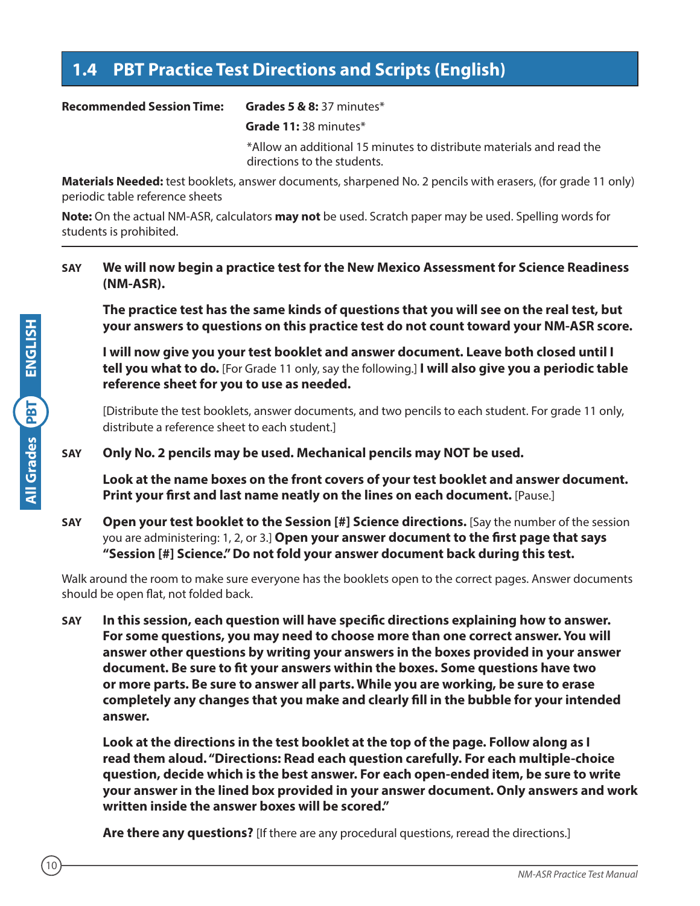## 1.4 PBT Practice Test Directions and Scripts (English)

**Recommended Session Time:** **Grades 5 & 8:** 37 minutes*

**Grade 11:** 38 minutes*

*Allow an additional 15 minutes to distribute materials and read the directions to the students.

**Materials Needed:** test booklets, answer documents, sharpened No. 2 pencils with erasers, (for grade 11 only) periodic table reference sheets

**Note:** On the actual NM-ASR, calculators **may not** be used. Scratch paper may be used. Spelling words for students is prohibited.

---

**SAY** **We will now begin a practice test for the New Mexico Assessment for Science Readiness (NM-ASR).**

**The practice test has the same kinds of questions that you will see on the real test, but your answers to questions on this practice test do not count toward your NM-ASR score.**

**I will now give you your test booklet and answer document. Leave both closed until I tell you what to do.** [For Grade 11 only, say the following.] **I will also give you a periodic table reference sheet for you to use as needed.**

[Distribute the test booklets, answer documents, and two pencils to each student. For grade 11 only, distribute a reference sheet to each student.]

**SAY** **Only No. 2 pencils may be used. Mechanical pencils may NOT be used.**

**Look at the name boxes on the front covers of your test booklet and answer document. Print your first and last name neatly on the lines on each document.** [Pause.]

**SAY** **Open your test booklet to the Session [#] Science directions.** [Say the number of the session you are administering: 1, 2, or 3.] **Open your answer document to the first page that says "Session [#] Science." Do not fold your answer document back during this test.**

Walk around the room to make sure everyone has the booklets open to the correct pages. Answer documents should be open flat, not folded back.

**SAY** **In this session, each question will have specific directions explaining how to answer. For some questions, you may need to choose more than one correct answer. You will answer other questions by writing your answers in the boxes provided in your answer document. Be sure to fit your answers within the boxes. Some questions have two or more parts. Be sure to answer all parts. While you are working, be sure to erase completely any changes that you make and clearly fill in the bubble for your intended answer.**

**Look at the directions in the test booklet at the top of the page. Follow along as I read them aloud. "Directions: Read each question carefully. For each multiple-choice question, decide which is the best answer. For each open-ended item, be sure to write your answer in the lined box provided in your answer document. Only answers and work written inside the answer boxes will be scored."**

**Are there any questions?** [If there are any procedural questions, reread the directions.]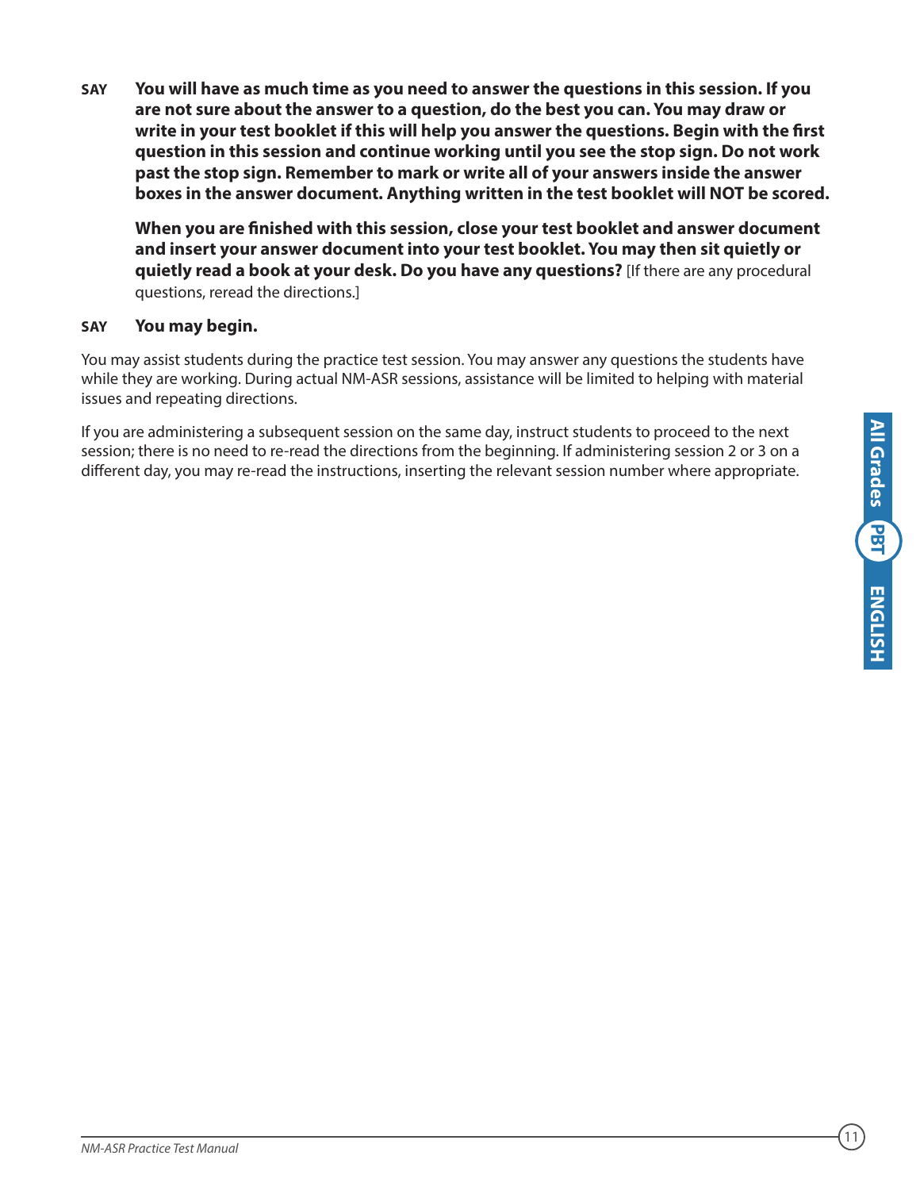**SAY** **You will have as much time as you need to answer the questions in this session. If you are not sure about the answer to a question, do the best you can. You may draw or write in your test booklet if this will help you answer the questions. Begin with the first question in this session and continue working until you see the stop sign. Do not work past the stop sign. Remember to mark or write all of your answers inside the answer boxes in the answer document. Anything written in the test booklet will NOT be scored.**

**When you are finished with this session, close your test booklet and answer document and insert your answer document into your test booklet. You may then sit quietly or quietly read a book at your desk. Do you have any questions?** [If there are any procedural questions, reread the directions.]

**SAY** **You may begin.**

You may assist students during the practice test session. You may answer any questions the students have while they are working. During actual NM-ASR sessions, assistance will be limited to helping with material issues and repeating directions.

If you are administering a subsequent session on the same day, instruct students to proceed to the next session; there is no need to re-read the directions from the beginning. If administering session 2 or 3 on a different day, you may re-read the instructions, inserting the relevant session number where appropriate.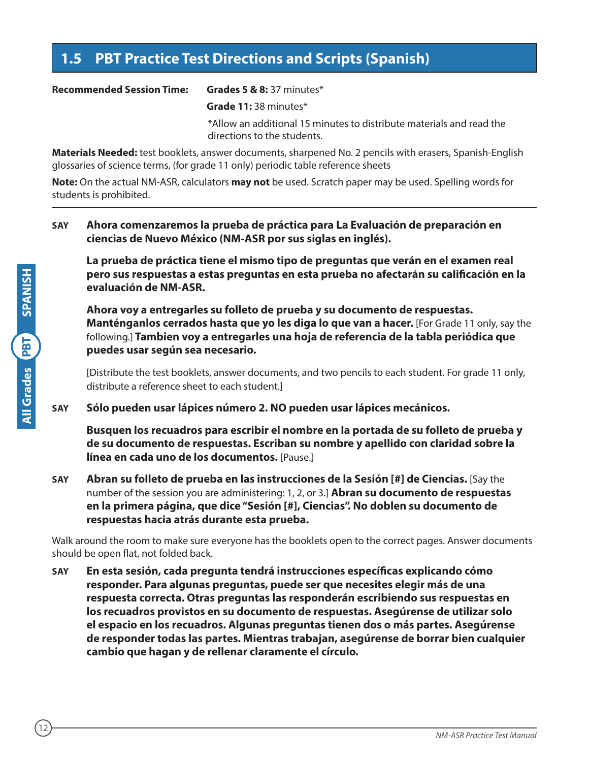## 1.5 PBT Practice Test Directions and Scripts (Spanish)

**Recommended Session Time:** **Grades 5 & 8:** 37 minutes*

**Grade 11:** 38 minutes*

*Allow an additional 15 minutes to distribute materials and read the directions to the students.

**Materials Needed:** test booklets, answer documents, sharpened No. 2 pencils with erasers, Spanish-English glossaries of science terms, (for grade 11 only) periodic table reference sheets

**Note:** On the actual NM-ASR, calculators **may not** be used. Scratch paper may be used. Spelling words for students is prohibited.

---

**SAY** **Ahora comenzaremos la prueba de práctica para La Evaluación de preparación en ciencias de Nuevo México (NM-ASR por sus siglas en inglés).**

**La prueba de práctica tiene el mismo tipo de preguntas que verán en el examen real pero sus respuestas a estas preguntas en esta prueba no afectarán su calificación en la evaluación de NM-ASR.**

**Ahora voy a entregarles su folleto de prueba y su documento de respuestas. Manténganlos cerrados hasta que yo les diga lo que van a hacer.** [For Grade 11 only, say the following.] **Tambien voy a entregarles una hoja de referencia de la tabla periódica que puedes usar según sea necesario.**

[Distribute the test booklets, answer documents, and two pencils to each student. For grade 11 only, distribute a reference sheet to each student.]

**SAY** **Sólo pueden usar lápices número 2. NO pueden usar lápices mecánicos.**

**Busquen los recuadros para escribir el nombre en la portada de su folleto de prueba y de su documento de respuestas. Escriban su nombre y apellido con claridad sobre la línea en cada uno de los documentos.** [Pause.]

**SAY** **Abran su folleto de prueba en las instrucciones de la Sesión [#] de Ciencias.** [Say the number of the session you are administering: 1, 2, or 3.] **Abran su documento de respuestas en la primera página, que dice "Sesión [#], Ciencias". No doblen su documento de respuestas hacia atrás durante esta prueba.**

Walk around the room to make sure everyone has the booklets open to the correct pages. Answer documents should be open flat, not folded back.

**SAY** **En esta sesión, cada pregunta tendrá instrucciones específicas explicando cómo responder. Para algunas preguntas, puede ser que necesites elegir más de una respuesta correcta. Otras preguntas las responderán escribiendo sus respuestas en los recuadros provistos en su documento de respuestas. Asegúrense de utilizar solo el espacio en los recuadros. Algunas preguntas tienen dos o más partes. Asegúrense de responder todas las partes. Mientras trabajan, asegúrense de borrar bien cualquier cambio que hagan y de rellenar claramente el círculo.**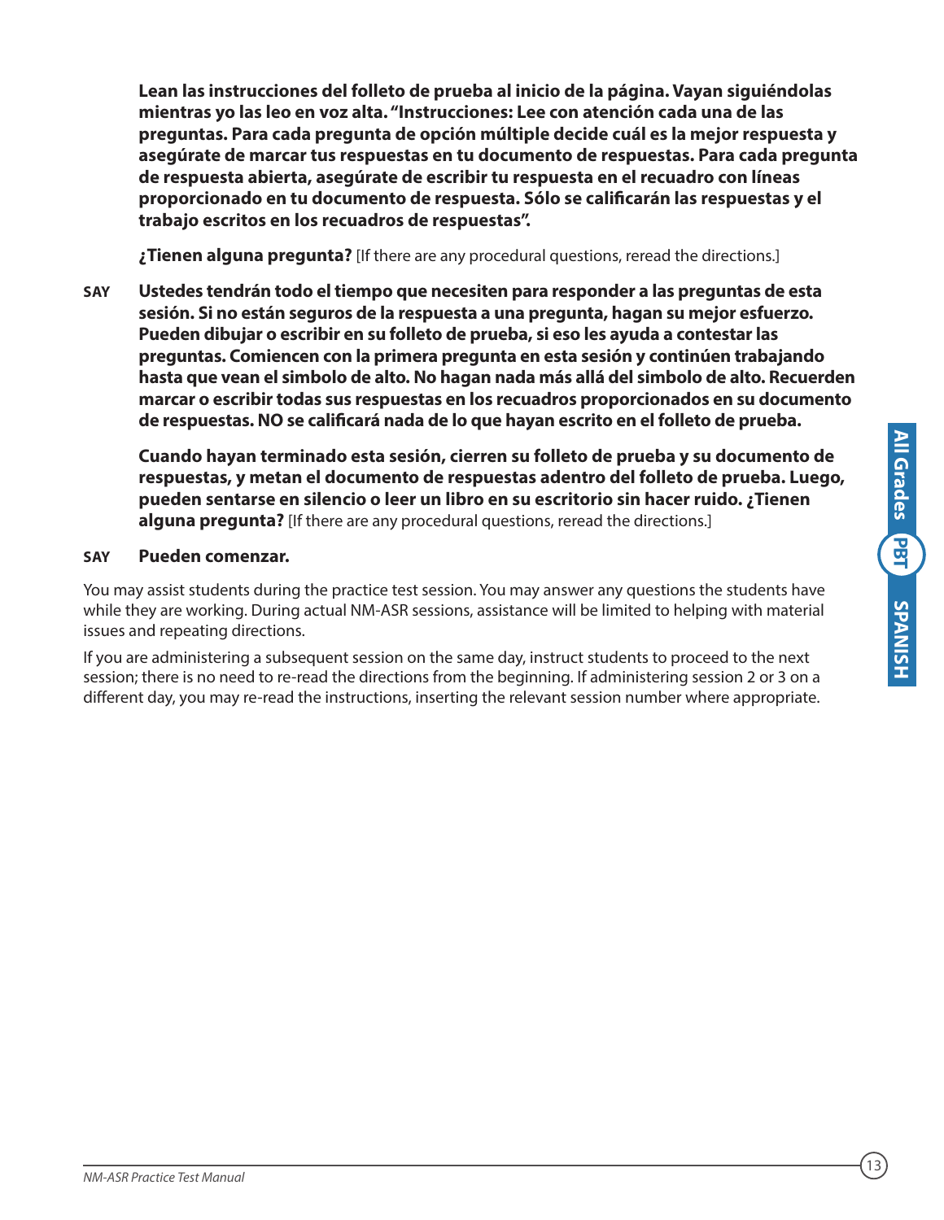**Lean las instrucciones del folleto de prueba al inicio de la página. Vayan siguiéndolas mientras yo las leo en voz alta. "Instrucciones: Lee con atención cada una de las preguntas. Para cada pregunta de opción múltiple decide cuál es la mejor respuesta y asegúrate de marcar tus respuestas en tu documento de respuestas. Para cada pregunta de respuesta abierta, asegúrate de escribir tu respuesta en el recuadro con líneas proporcionado en tu documento de respuesta. Sólo se calificarán las respuestas y el trabajo escritos en los recuadros de respuestas".**

**¿Tienen alguna pregunta?** [If there are any procedural questions, reread the directions.]

**SAY** **Ustedes tendrán todo el tiempo que necesiten para responder a las preguntas de esta sesión. Si no están seguros de la respuesta a una pregunta, hagan su mejor esfuerzo. Pueden dibujar o escribir en su folleto de prueba, si eso les ayuda a contestar las preguntas. Comiencen con la primera pregunta en esta sesión y continúen trabajando hasta que vean el simbolo de alto. No hagan nada más allá del simbolo de alto. Recuerden marcar o escribir todas sus respuestas en los recuadros proporcionados en su documento de respuestas. NO se calificará nada de lo que hayan escrito en el folleto de prueba.**

**Cuando hayan terminado esta sesión, cierren su folleto de prueba y su documento de respuestas, y metan el documento de respuestas adentro del folleto de prueba. Luego, pueden sentarse en silencio o leer un libro en su escritorio sin hacer ruido. ¿Tienen alguna pregunta?** [If there are any procedural questions, reread the directions.]

**SAY** **Pueden comenzar.**

You may assist students during the practice test session. You may answer any questions the students have while they are working. During actual NM-ASR sessions, assistance will be limited to helping with material issues and repeating directions.

If you are administering a subsequent session on the same day, instruct students to proceed to the next session; there is no need to re-read the directions from the beginning. If administering session 2 or 3 on a different day, you may re-read the instructions, inserting the relevant session number where appropriate.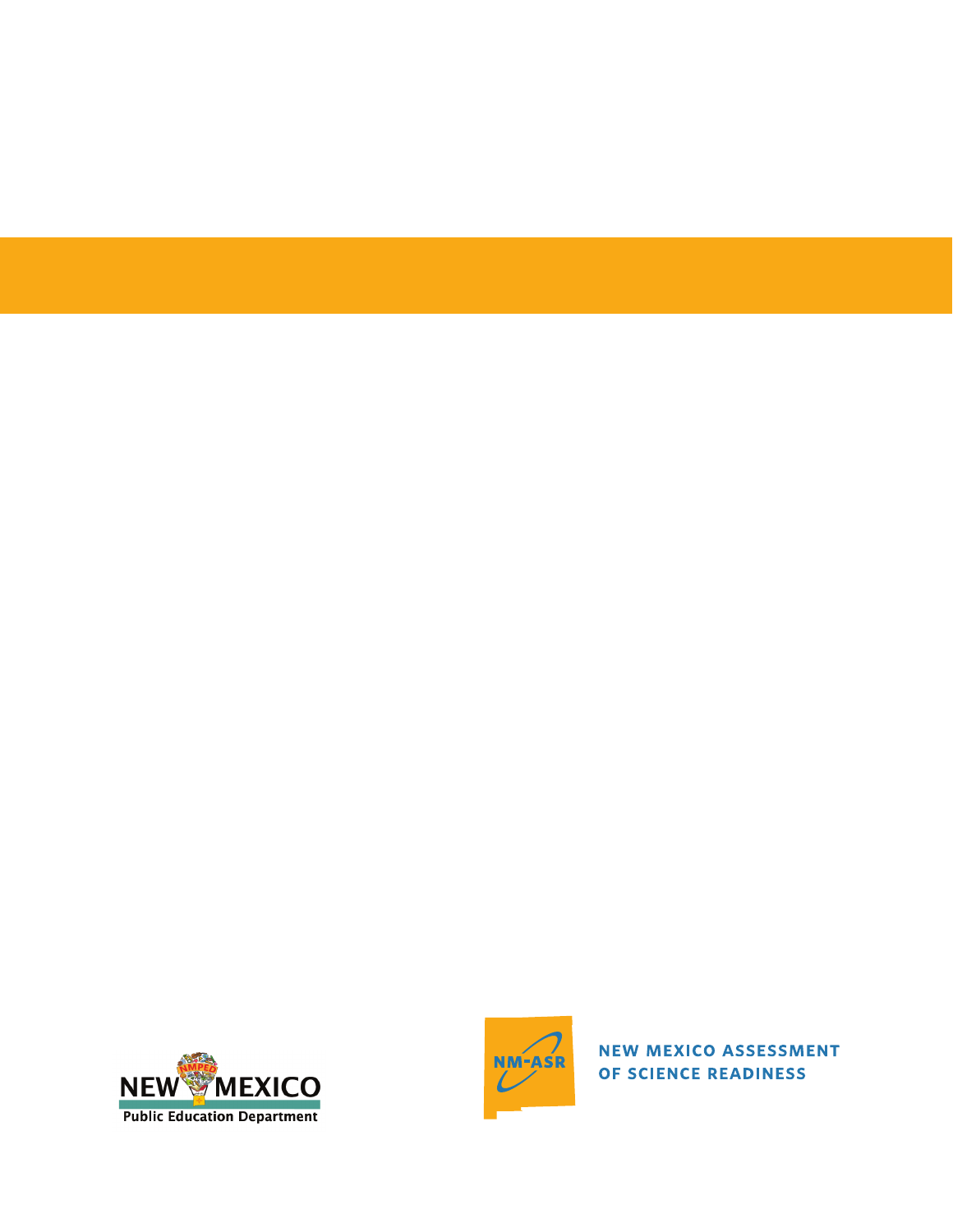NEW MEXICO
Public Education Department

NM-ASR

NEW MEXICO ASSESSMENT
OF SCIENCE READINESS